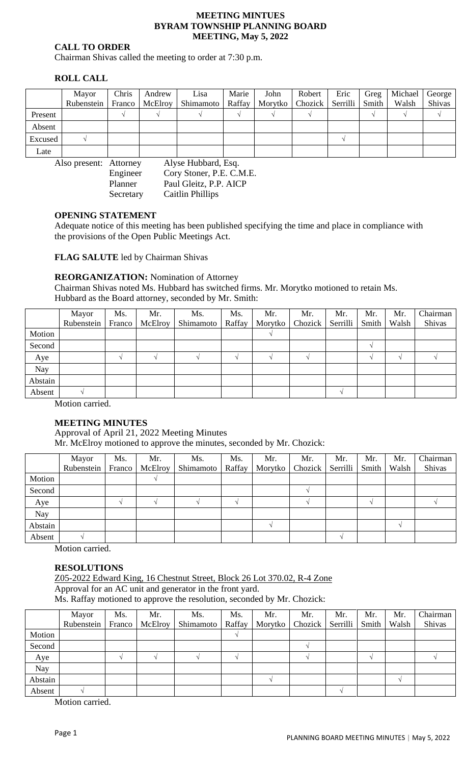# MEETING MINTUES
# BYRAM TOWNSHIP PLANNING BOARD
# MEETING, May 5, 2022

## CALL TO ORDER

Chairman Shivas called the meeting to order at 7:30 p.m.

## ROLL CALL

| | Mayor Rubenstein | Chris Franco | Andrew McElroy | Lisa Shimamoto | Marie Raffay | John Morytko | Robert Chozick | Eric Serrilli | Greg Smith | Michael Walsh | George Shivas |
|---|---|---|---|---|---|---|---|---|---|---|---|
| Present | | √ | √ | √ | √ | √ | √ | | √ | √ | √ |
| Absent | | | | | | | | | | | |
| Excused | √ | | | | | | | √ | | | |
| Late | | | | | | | | | | | |

Also present:
- Attorney: Alyse Hubbard, Esq.
- Engineer: Cory Stoner, P.E. C.M.E.
- Planner: Paul Gleitz, P.P. AICP
- Secretary: Caitlin Phillips

## OPENING STATEMENT

Adequate notice of this meeting has been published specifying the time and place in compliance with the provisions of the Open Public Meetings Act.

**FLAG SALUTE** led by Chairman Shivas

**REORGANIZATION:** Nomination of Attorney

Chairman Shivas noted Ms. Hubbard has switched firms. Mr. Morytko motioned to retain Ms. Hubbard as the Board attorney, seconded by Mr. Smith:

| | Mayor Rubenstein | Ms. Franco | Mr. McElroy | Ms. Shimamoto | Ms. Raffay | Mr. Morytko | Mr. Chozick | Mr. Serrilli | Mr. Smith | Mr. Walsh | Chairman Shivas |
|---|---|---|---|---|---|---|---|---|---|---|---|
| Motion | | | | | | √ | | | | | |
| Second | | | | | | | | | √ | | |
| Aye | | √ | √ | √ | √ | √ | √ | | √ | √ | √ |
| Nay | | | | | | | | | | | |
| Abstain | | | | | | | | | | | |
| Absent | √ | | | | | | | √ | | | |

Motion carried.

## MEETING MINUTES

Approval of April 21, 2022 Meeting Minutes

Mr. McElroy motioned to approve the minutes, seconded by Mr. Chozick:

| | Mayor Rubenstein | Ms. Franco | Mr. McElroy | Ms. Shimamoto | Ms. Raffay | Mr. Morytko | Mr. Chozick | Mr. Serrilli | Mr. Smith | Mr. Walsh | Chairman Shivas |
|---|---|---|---|---|---|---|---|---|---|---|---|
| Motion | | | √ | | | | | | | | |
| Second | | | | | | | √ | | | | |
| Aye | | √ | √ | √ | √ | | √ | | √ | | √ |
| Nay | | | | | | | | | | | |
| Abstain | | | | | | √ | | | | √ | |
| Absent | √ | | | | | | | √ | | | |

Motion carried.

## RESOLUTIONS

Z05-2022 Edward King, 16 Chestnut Street, Block 26 Lot 370.02, R-4 Zone

Approval for an AC unit and generator in the front yard.

Ms. Raffay motioned to approve the resolution, seconded by Mr. Chozick:

| | Mayor Rubenstein | Ms. Franco | Mr. McElroy | Ms. Shimamoto | Ms. Raffay | Mr. Morytko | Mr. Chozick | Mr. Serrilli | Mr. Smith | Mr. Walsh | Chairman Shivas |
|---|---|---|---|---|---|---|---|---|---|---|---|
| Motion | | | | | √ | | | | | | |
| Second | | | | | | | √ | | | | |
| Aye | | √ | √ | √ | √ | | √ | | √ | | √ |
| Nay | | | | | | | | | | | |
| Abstain | | | | | | √ | | | | √ | |
| Absent | √ | | | | | | | √ | | | |

Motion carried.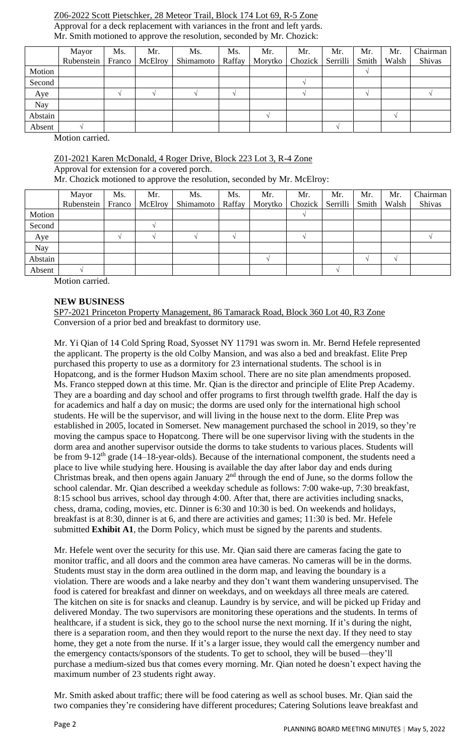Z06-2022 Scott Pietschker, 28 Meteor Trail, Block 174 Lot 69, R-5 Zone

Approval for a deck replacement with variances in the front and left yards.

Mr. Smith motioned to approve the resolution, seconded by Mr. Chozick:

| | Mayor Rubenstein | Ms. Franco | Mr. McElroy | Ms. Shimamoto | Ms. Raffay | Mr. Morytko | Mr. Chozick | Mr. Serrilli | Mr. Smith | Mr. Walsh | Chairman Shivas |
|---|---|---|---|---|---|---|---|---|---|---|---|
| Motion | | | | | | | | | √ | | |
| Second | | | | | | | √ | | | | |
| Aye | | √ | √ | √ | √ | | √ | | √ | | √ |
| Nay | | | | | | | | | | | |
| Abstain | | | | | | √ | | | | √ | |
| Absent | √ | | | | | | | √ | | | |

Motion carried.

Z01-2021 Karen McDonald, 4 Roger Drive, Block 223 Lot 3, R-4 Zone

Approval for extension for a covered porch.

Mr. Chozick motioned to approve the resolution, seconded by Mr. McElroy:

| | Mayor Rubenstein | Ms. Franco | Mr. McElroy | Ms. Shimamoto | Ms. Raffay | Mr. Morytko | Mr. Chozick | Mr. Serrilli | Mr. Smith | Mr. Walsh | Chairman Shivas |
|---|---|---|---|---|---|---|---|---|---|---|---|
| Motion | | | | | | | √ | | | | |
| Second | | | √ | | | | | | | | |
| Aye | | √ | √ | √ | √ | | √ | | | | √ |
| Nay | | | | | | | | | | | |
| Abstain | | | | | | √ | | | √ | √ | |
| Absent | √ | | | | | | | √ | | | |

Motion carried.

**NEW BUSINESS**

SP7-2021 Princeton Property Management, 86 Tamarack Road, Block 360 Lot 40, R3 Zone

Conversion of a prior bed and breakfast to dormitory use.

Mr. Yi Qian of 14 Cold Spring Road, Syosset NY 11791 was sworn in. Mr. Bernd Hefele represented the applicant. The property is the old Colby Mansion, and was also a bed and breakfast. Elite Prep purchased this property to use as a dormitory for 23 international students. The school is in Hopatcong, and is the former Hudson Maxim school. There are no site plan amendments proposed. Ms. Franco stepped down at this time. Mr. Qian is the director and principle of Elite Prep Academy. They are a boarding and day school and offer programs to first through twelfth grade. Half the day is for academics and half a day on music; the dorms are used only for the international high school students. He will be the supervisor, and will living in the house next to the dorm. Elite Prep was established in 2005, located in Somerset. New management purchased the school in 2019, so they're moving the campus space to Hopatcong. There will be one supervisor living with the students in the dorm area and another supervisor outside the dorms to take students to various places. Students will be from 9-12th grade (14–18-year-olds). Because of the international component, the students need a place to live while studying here. Housing is available the day after labor day and ends during Christmas break, and then opens again January 2nd through the end of June, so the dorms follow the school calendar. Mr. Qian described a weekday schedule as follows: 7:00 wake-up, 7:30 breakfast, 8:15 school bus arrives, school day through 4:00. After that, there are activities including snacks, chess, drama, coding, movies, etc. Dinner is 6:30 and 10:30 is bed. On weekends and holidays, breakfast is at 8:30, dinner is at 6, and there are activities and games; 11:30 is bed. Mr. Hefele submitted **Exhibit A1**, the Dorm Policy, which must be signed by the parents and students.

Mr. Hefele went over the security for this use. Mr. Qian said there are cameras facing the gate to monitor traffic, and all doors and the common area have cameras. No cameras will be in the dorms. Students must stay in the dorm area outlined in the dorm map, and leaving the boundary is a violation. There are woods and a lake nearby and they don't want them wandering unsupervised. The food is catered for breakfast and dinner on weekdays, and on weekdays all three meals are catered. The kitchen on site is for snacks and cleanup. Laundry is by service, and will be picked up Friday and delivered Monday. The two supervisors are monitoring these operations and the students. In terms of healthcare, if a student is sick, they go to the school nurse the next morning. If it's during the night, there is a separation room, and then they would report to the nurse the next day. If they need to stay home, they get a note from the nurse. If it's a larger issue, they would call the emergency number and the emergency contacts/sponsors of the students. To get to school, they will be bused—they'll purchase a medium-sized bus that comes every morning. Mr. Qian noted he doesn't expect having the maximum number of 23 students right away.

Mr. Smith asked about traffic; there will be food catering as well as school buses. Mr. Qian said the two companies they're considering have different procedures; Catering Solutions leave breakfast and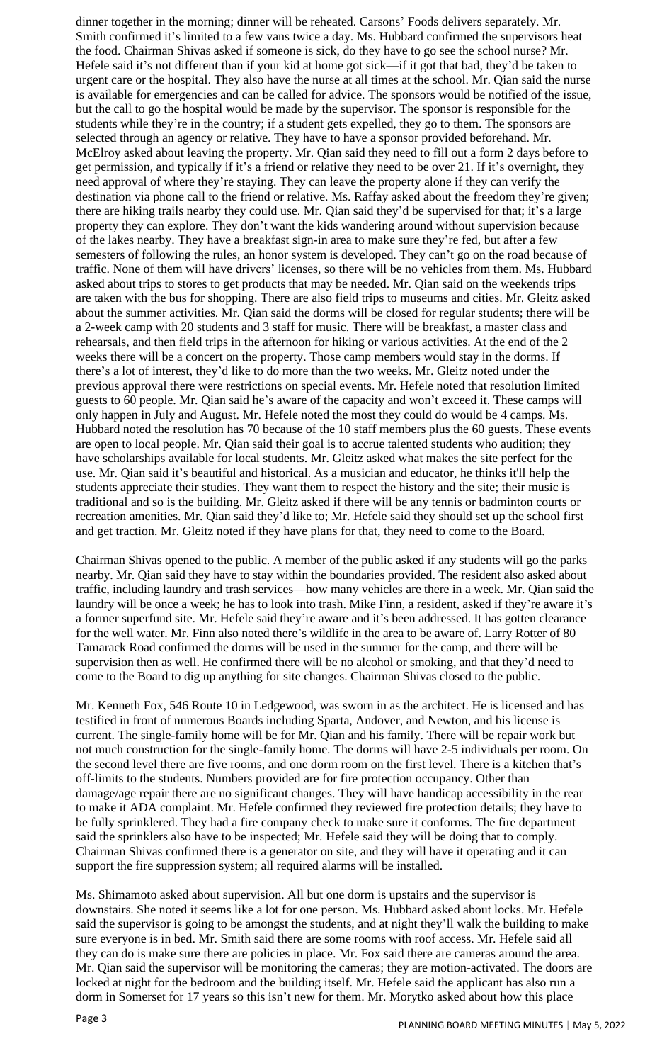dinner together in the morning; dinner will be reheated. Carsons' Foods delivers separately. Mr. Smith confirmed it's limited to a few vans twice a day. Ms. Hubbard confirmed the supervisors heat the food. Chairman Shivas asked if someone is sick, do they have to go see the school nurse? Mr. Hefele said it's not different than if your kid at home got sick—if it got that bad, they'd be taken to urgent care or the hospital. They also have the nurse at all times at the school. Mr. Qian said the nurse is available for emergencies and can be called for advice. The sponsors would be notified of the issue, but the call to go the hospital would be made by the supervisor. The sponsor is responsible for the students while they're in the country; if a student gets expelled, they go to them. The sponsors are selected through an agency or relative. They have to have a sponsor provided beforehand. Mr. McElroy asked about leaving the property. Mr. Qian said they need to fill out a form 2 days before to get permission, and typically if it's a friend or relative they need to be over 21. If it's overnight, they need approval of where they're staying. They can leave the property alone if they can verify the destination via phone call to the friend or relative. Ms. Raffay asked about the freedom they're given; there are hiking trails nearby they could use. Mr. Qian said they'd be supervised for that; it's a large property they can explore. They don't want the kids wandering around without supervision because of the lakes nearby. They have a breakfast sign-in area to make sure they're fed, but after a few semesters of following the rules, an honor system is developed. They can't go on the road because of traffic. None of them will have drivers' licenses, so there will be no vehicles from them. Ms. Hubbard asked about trips to stores to get products that may be needed. Mr. Qian said on the weekends trips are taken with the bus for shopping. There are also field trips to museums and cities. Mr. Gleitz asked about the summer activities. Mr. Qian said the dorms will be closed for regular students; there will be a 2-week camp with 20 students and 3 staff for music. There will be breakfast, a master class and rehearsals, and then field trips in the afternoon for hiking or various activities. At the end of the 2 weeks there will be a concert on the property. Those camp members would stay in the dorms. If there's a lot of interest, they'd like to do more than the two weeks. Mr. Gleitz noted under the previous approval there were restrictions on special events. Mr. Hefele noted that resolution limited guests to 60 people. Mr. Qian said he's aware of the capacity and won't exceed it. These camps will only happen in July and August. Mr. Hefele noted the most they could do would be 4 camps. Ms. Hubbard noted the resolution has 70 because of the 10 staff members plus the 60 guests. These events are open to local people. Mr. Qian said their goal is to accrue talented students who audition; they have scholarships available for local students. Mr. Gleitz asked what makes the site perfect for the use. Mr. Qian said it's beautiful and historical. As a musician and educator, he thinks it'll help the students appreciate their studies. They want them to respect the history and the site; their music is traditional and so is the building. Mr. Gleitz asked if there will be any tennis or badminton courts or recreation amenities. Mr. Qian said they'd like to; Mr. Hefele said they should set up the school first and get traction. Mr. Gleitz noted if they have plans for that, they need to come to the Board.

Chairman Shivas opened to the public. A member of the public asked if any students will go the parks nearby. Mr. Qian said they have to stay within the boundaries provided. The resident also asked about traffic, including laundry and trash services—how many vehicles are there in a week. Mr. Qian said the laundry will be once a week; he has to look into trash. Mike Finn, a resident, asked if they're aware it's a former superfund site. Mr. Hefele said they're aware and it's been addressed. It has gotten clearance for the well water. Mr. Finn also noted there's wildlife in the area to be aware of. Larry Rotter of 80 Tamarack Road confirmed the dorms will be used in the summer for the camp, and there will be supervision then as well. He confirmed there will be no alcohol or smoking, and that they'd need to come to the Board to dig up anything for site changes. Chairman Shivas closed to the public.

Mr. Kenneth Fox, 546 Route 10 in Ledgewood, was sworn in as the architect. He is licensed and has testified in front of numerous Boards including Sparta, Andover, and Newton, and his license is current. The single-family home will be for Mr. Qian and his family. There will be repair work but not much construction for the single-family home. The dorms will have 2-5 individuals per room. On the second level there are five rooms, and one dorm room on the first level. There is a kitchen that's off-limits to the students. Numbers provided are for fire protection occupancy. Other than damage/age repair there are no significant changes. They will have handicap accessibility in the rear to make it ADA complaint. Mr. Hefele confirmed they reviewed fire protection details; they have to be fully sprinklered. They had a fire company check to make sure it conforms. The fire department said the sprinklers also have to be inspected; Mr. Hefele said they will be doing that to comply. Chairman Shivas confirmed there is a generator on site, and they will have it operating and it can support the fire suppression system; all required alarms will be installed.

Ms. Shimamoto asked about supervision. All but one dorm is upstairs and the supervisor is downstairs. She noted it seems like a lot for one person. Ms. Hubbard asked about locks. Mr. Hefele said the supervisor is going to be amongst the students, and at night they'll walk the building to make sure everyone is in bed. Mr. Smith said there are some rooms with roof access. Mr. Hefele said all they can do is make sure there are policies in place. Mr. Fox said there are cameras around the area. Mr. Qian said the supervisor will be monitoring the cameras; they are motion-activated. The doors are locked at night for the bedroom and the building itself. Mr. Hefele said the applicant has also run a dorm in Somerset for 17 years so this isn't new for them. Mr. Morytko asked about how this place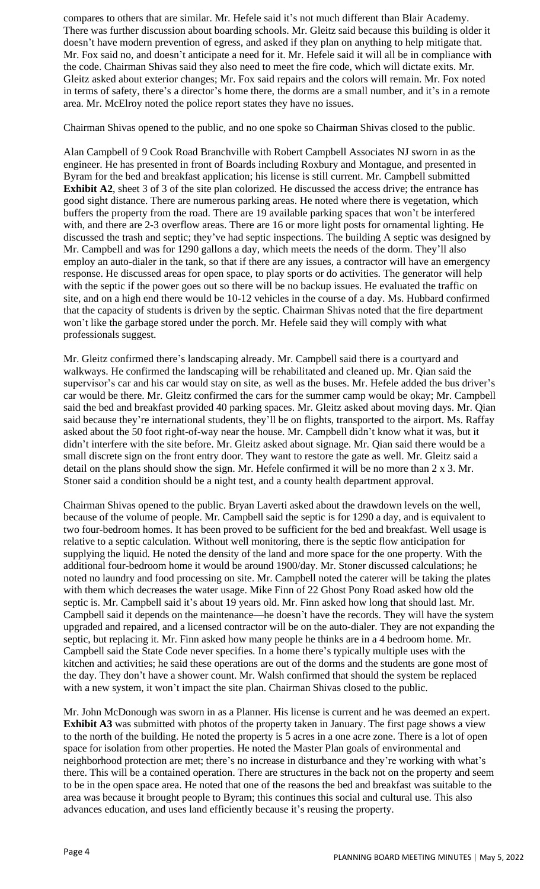compares to others that are similar. Mr. Hefele said it's not much different than Blair Academy. There was further discussion about boarding schools. Mr. Gleitz said because this building is older it doesn't have modern prevention of egress, and asked if they plan on anything to help mitigate that. Mr. Fox said no, and doesn't anticipate a need for it. Mr. Hefele said it will all be in compliance with the code. Chairman Shivas said they also need to meet the fire code, which will dictate exits. Mr. Gleitz asked about exterior changes; Mr. Fox said repairs and the colors will remain. Mr. Fox noted in terms of safety, there's a director's home there, the dorms are a small number, and it's in a remote area. Mr. McElroy noted the police report states they have no issues.

Chairman Shivas opened to the public, and no one spoke so Chairman Shivas closed to the public.

Alan Campbell of 9 Cook Road Branchville with Robert Campbell Associates NJ sworn in as the engineer. He has presented in front of Boards including Roxbury and Montague, and presented in Byram for the bed and breakfast application; his license is still current. Mr. Campbell submitted **Exhibit A2**, sheet 3 of 3 of the site plan colorized. He discussed the access drive; the entrance has good sight distance. There are numerous parking areas. He noted where there is vegetation, which buffers the property from the road. There are 19 available parking spaces that won't be interfered with, and there are 2-3 overflow areas. There are 16 or more light posts for ornamental lighting. He discussed the trash and septic; they've had septic inspections. The building A septic was designed by Mr. Campbell and was for 1290 gallons a day, which meets the needs of the dorm. They'll also employ an auto-dialer in the tank, so that if there are any issues, a contractor will have an emergency response. He discussed areas for open space, to play sports or do activities. The generator will help with the septic if the power goes out so there will be no backup issues. He evaluated the traffic on site, and on a high end there would be 10-12 vehicles in the course of a day. Ms. Hubbard confirmed that the capacity of students is driven by the septic. Chairman Shivas noted that the fire department won't like the garbage stored under the porch. Mr. Hefele said they will comply with what professionals suggest.

Mr. Gleitz confirmed there's landscaping already. Mr. Campbell said there is a courtyard and walkways. He confirmed the landscaping will be rehabilitated and cleaned up. Mr. Qian said the supervisor's car and his car would stay on site, as well as the buses. Mr. Hefele added the bus driver's car would be there. Mr. Gleitz confirmed the cars for the summer camp would be okay; Mr. Campbell said the bed and breakfast provided 40 parking spaces. Mr. Gleitz asked about moving days. Mr. Qian said because they're international students, they'll be on flights, transported to the airport. Ms. Raffay asked about the 50 foot right-of-way near the house. Mr. Campbell didn't know what it was, but it didn't interfere with the site before. Mr. Gleitz asked about signage. Mr. Qian said there would be a small discrete sign on the front entry door. They want to restore the gate as well. Mr. Gleitz said a detail on the plans should show the sign. Mr. Hefele confirmed it will be no more than 2 x 3. Mr. Stoner said a condition should be a night test, and a county health department approval.

Chairman Shivas opened to the public. Bryan Laverti asked about the drawdown levels on the well, because of the volume of people. Mr. Campbell said the septic is for 1290 a day, and is equivalent to two four-bedroom homes. It has been proved to be sufficient for the bed and breakfast. Well usage is relative to a septic calculation. Without well monitoring, there is the septic flow anticipation for supplying the liquid. He noted the density of the land and more space for the one property. With the additional four-bedroom home it would be around 1900/day. Mr. Stoner discussed calculations; he noted no laundry and food processing on site. Mr. Campbell noted the caterer will be taking the plates with them which decreases the water usage. Mike Finn of 22 Ghost Pony Road asked how old the septic is. Mr. Campbell said it's about 19 years old. Mr. Finn asked how long that should last. Mr. Campbell said it depends on the maintenance—he doesn't have the records. They will have the system upgraded and repaired, and a licensed contractor will be on the auto-dialer. They are not expanding the septic, but replacing it. Mr. Finn asked how many people he thinks are in a 4 bedroom home. Mr. Campbell said the State Code never specifies. In a home there's typically multiple uses with the kitchen and activities; he said these operations are out of the dorms and the students are gone most of the day. They don't have a shower count. Mr. Walsh confirmed that should the system be replaced with a new system, it won't impact the site plan. Chairman Shivas closed to the public.

Mr. John McDonough was sworn in as a Planner. His license is current and he was deemed an expert. **Exhibit A3** was submitted with photos of the property taken in January. The first page shows a view to the north of the building. He noted the property is 5 acres in a one acre zone. There is a lot of open space for isolation from other properties. He noted the Master Plan goals of environmental and neighborhood protection are met; there's no increase in disturbance and they're working with what's there. This will be a contained operation. There are structures in the back not on the property and seem to be in the open space area. He noted that one of the reasons the bed and breakfast was suitable to the area was because it brought people to Byram; this continues this social and cultural use. This also advances education, and uses land efficiently because it's reusing the property.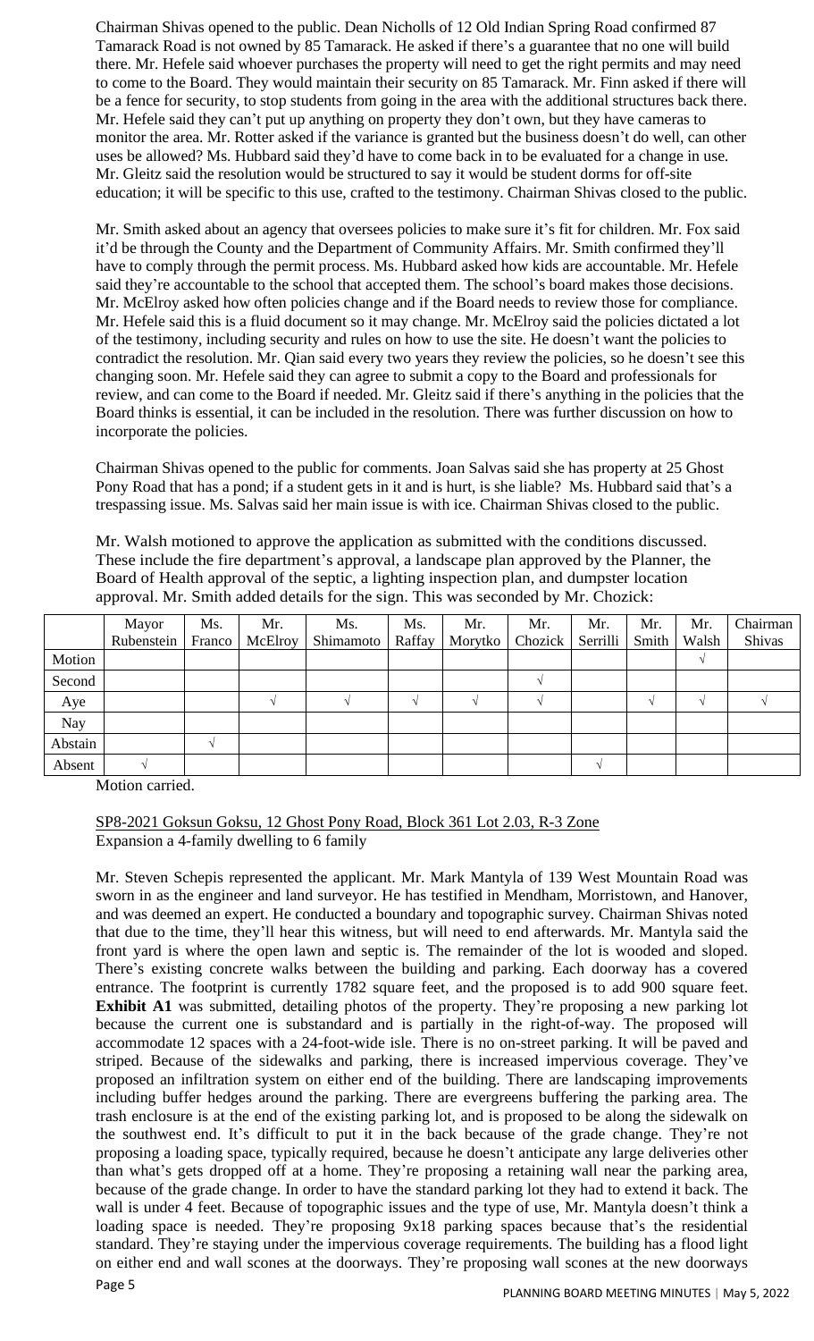Chairman Shivas opened to the public. Dean Nicholls of 12 Old Indian Spring Road confirmed 87 Tamarack Road is not owned by 85 Tamarack. He asked if there's a guarantee that no one will build there. Mr. Hefele said whoever purchases the property will need to get the right permits and may need to come to the Board. They would maintain their security on 85 Tamarack. Mr. Finn asked if there will be a fence for security, to stop students from going in the area with the additional structures back there. Mr. Hefele said they can't put up anything on property they don't own, but they have cameras to monitor the area. Mr. Rotter asked if the variance is granted but the business doesn't do well, can other uses be allowed? Ms. Hubbard said they'd have to come back in to be evaluated for a change in use. Mr. Gleitz said the resolution would be structured to say it would be student dorms for off-site education; it will be specific to this use, crafted to the testimony. Chairman Shivas closed to the public.

Mr. Smith asked about an agency that oversees policies to make sure it's fit for children. Mr. Fox said it'd be through the County and the Department of Community Affairs. Mr. Smith confirmed they'll have to comply through the permit process. Ms. Hubbard asked how kids are accountable. Mr. Hefele said they're accountable to the school that accepted them. The school's board makes those decisions. Mr. McElroy asked how often policies change and if the Board needs to review those for compliance. Mr. Hefele said this is a fluid document so it may change. Mr. McElroy said the policies dictated a lot of the testimony, including security and rules on how to use the site. He doesn't want the policies to contradict the resolution. Mr. Qian said every two years they review the policies, so he doesn't see this changing soon. Mr. Hefele said they can agree to submit a copy to the Board and professionals for review, and can come to the Board if needed. Mr. Gleitz said if there's anything in the policies that the Board thinks is essential, it can be included in the resolution. There was further discussion on how to incorporate the policies.

Chairman Shivas opened to the public for comments. Joan Salvas said she has property at 25 Ghost Pony Road that has a pond; if a student gets in it and is hurt, is she liable? Ms. Hubbard said that's a trespassing issue. Ms. Salvas said her main issue is with ice. Chairman Shivas closed to the public.

Mr. Walsh motioned to approve the application as submitted with the conditions discussed. These include the fire department's approval, a landscape plan approved by the Planner, the Board of Health approval of the septic, a lighting inspection plan, and dumpster location approval. Mr. Smith added details for the sign. This was seconded by Mr. Chozick:

| | Mayor Rubenstein | Ms. Franco | Mr. McElroy | Ms. Shimamoto | Ms. Raffay | Mr. Morytko | Mr. Chozick | Mr. Serrilli | Mr. Smith | Mr. Walsh | Chairman Shivas |
|---|---|---|---|---|---|---|---|---|---|---|---|
| Motion | | | | | | | | | | √ | |
| Second | | | | | | | √ | | | | |
| Aye | | | √ | √ | √ | √ | √ | | √ | √ | √ |
| Nay | | | | | | | | | | | |
| Abstain | | √ | | | | | | | | | |
| Absent | √ | | | | | | | √ | | | |

Motion carried.

SP8-2021 Goksun Goksu, 12 Ghost Pony Road, Block 361 Lot 2.03, R-3 Zone
Expansion a 4-family dwelling to 6 family

Mr. Steven Schepis represented the applicant. Mr. Mark Mantyla of 139 West Mountain Road was sworn in as the engineer and land surveyor. He has testified in Mendham, Morristown, and Hanover, and was deemed an expert. He conducted a boundary and topographic survey. Chairman Shivas noted that due to the time, they'll hear this witness, but will need to end afterwards. Mr. Mantyla said the front yard is where the open lawn and septic is. The remainder of the lot is wooded and sloped. There's existing concrete walks between the building and parking. Each doorway has a covered entrance. The footprint is currently 1782 square feet, and the proposed is to add 900 square feet. **Exhibit A1** was submitted, detailing photos of the property. They're proposing a new parking lot because the current one is substandard and is partially in the right-of-way. The proposed will accommodate 12 spaces with a 24-foot-wide isle. There is no on-street parking. It will be paved and striped. Because of the sidewalks and parking, there is increased impervious coverage. They've proposed an infiltration system on either end of the building. There are landscaping improvements including buffer hedges around the parking. There are evergreens buffering the parking area. The trash enclosure is at the end of the existing parking lot, and is proposed to be along the sidewalk on the southwest end. It's difficult to put it in the back because of the grade change. They're not proposing a loading space, typically required, because he doesn't anticipate any large deliveries other than what's gets dropped off at a home. They're proposing a retaining wall near the parking area, because of the grade change. In order to have the standard parking lot they had to extend it back. The wall is under 4 feet. Because of topographic issues and the type of use, Mr. Mantyla doesn't think a loading space is needed. They're proposing 9x18 parking spaces because that's the residential standard. They're staying under the impervious coverage requirements. The building has a flood light on either end and wall scones at the doorways. They're proposing wall scones at the new doorways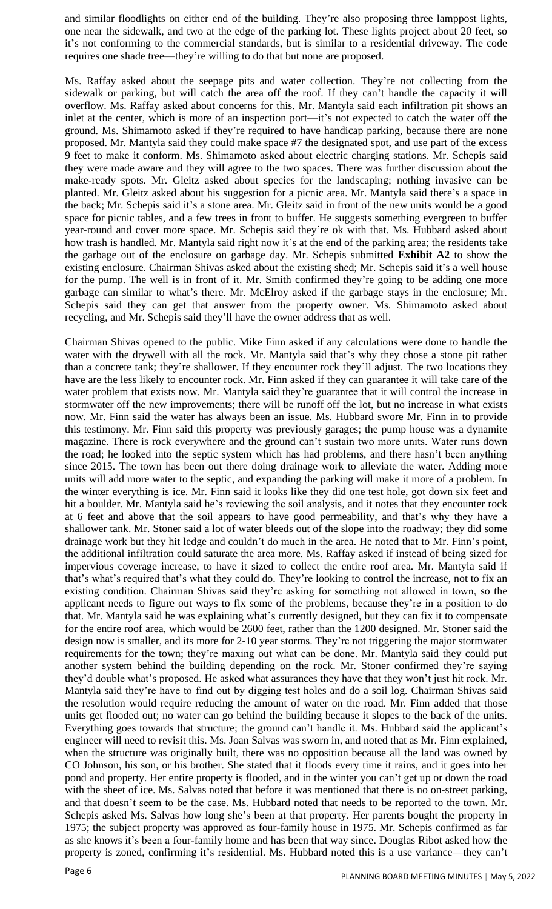and similar floodlights on either end of the building. They're also proposing three lamppost lights, one near the sidewalk, and two at the edge of the parking lot. These lights project about 20 feet, so it's not conforming to the commercial standards, but is similar to a residential driveway. The code requires one shade tree—they're willing to do that but none are proposed.

Ms. Raffay asked about the seepage pits and water collection. They're not collecting from the sidewalk or parking, but will catch the area off the roof. If they can't handle the capacity it will overflow. Ms. Raffay asked about concerns for this. Mr. Mantyla said each infiltration pit shows an inlet at the center, which is more of an inspection port—it's not expected to catch the water off the ground. Ms. Shimamoto asked if they're required to have handicap parking, because there are none proposed. Mr. Mantyla said they could make space #7 the designated spot, and use part of the excess 9 feet to make it conform. Ms. Shimamoto asked about electric charging stations. Mr. Schepis said they were made aware and they will agree to the two spaces. There was further discussion about the make-ready spots. Mr. Gleitz asked about species for the landscaping; nothing invasive can be planted. Mr. Gleitz asked about his suggestion for a picnic area. Mr. Mantyla said there's a space in the back; Mr. Schepis said it's a stone area. Mr. Gleitz said in front of the new units would be a good space for picnic tables, and a few trees in front to buffer. He suggests something evergreen to buffer year-round and cover more space. Mr. Schepis said they're ok with that. Ms. Hubbard asked about how trash is handled. Mr. Mantyla said right now it's at the end of the parking area; the residents take the garbage out of the enclosure on garbage day. Mr. Schepis submitted **Exhibit A2** to show the existing enclosure. Chairman Shivas asked about the existing shed; Mr. Schepis said it's a well house for the pump. The well is in front of it. Mr. Smith confirmed they're going to be adding one more garbage can similar to what's there. Mr. McElroy asked if the garbage stays in the enclosure; Mr. Schepis said they can get that answer from the property owner. Ms. Shimamoto asked about recycling, and Mr. Schepis said they'll have the owner address that as well.

Chairman Shivas opened to the public. Mike Finn asked if any calculations were done to handle the water with the drywell with all the rock. Mr. Mantyla said that's why they chose a stone pit rather than a concrete tank; they're shallower. If they encounter rock they'll adjust. The two locations they have are the less likely to encounter rock. Mr. Finn asked if they can guarantee it will take care of the water problem that exists now. Mr. Mantyla said they're guarantee that it will control the increase in stormwater off the new improvements; there will be runoff off the lot, but no increase in what exists now. Mr. Finn said the water has always been an issue. Ms. Hubbard swore Mr. Finn in to provide this testimony. Mr. Finn said this property was previously garages; the pump house was a dynamite magazine. There is rock everywhere and the ground can't sustain two more units. Water runs down the road; he looked into the septic system which has had problems, and there hasn't been anything since 2015. The town has been out there doing drainage work to alleviate the water. Adding more units will add more water to the septic, and expanding the parking will make it more of a problem. In the winter everything is ice. Mr. Finn said it looks like they did one test hole, got down six feet and hit a boulder. Mr. Mantyla said he's reviewing the soil analysis, and it notes that they encounter rock at 6 feet and above that the soil appears to have good permeability, and that's why they have a shallower tank. Mr. Stoner said a lot of water bleeds out of the slope into the roadway; they did some drainage work but they hit ledge and couldn't do much in the area. He noted that to Mr. Finn's point, the additional infiltration could saturate the area more. Ms. Raffay asked if instead of being sized for impervious coverage increase, to have it sized to collect the entire roof area. Mr. Mantyla said if that's what's required that's what they could do. They're looking to control the increase, not to fix an existing condition. Chairman Shivas said they're asking for something not allowed in town, so the applicant needs to figure out ways to fix some of the problems, because they're in a position to do that. Mr. Mantyla said he was explaining what's currently designed, but they can fix it to compensate for the entire roof area, which would be 2600 feet, rather than the 1200 designed. Mr. Stoner said the design now is smaller, and its more for 2-10 year storms. They're not triggering the major stormwater requirements for the town; they're maxing out what can be done. Mr. Mantyla said they could put another system behind the building depending on the rock. Mr. Stoner confirmed they're saying they'd double what's proposed. He asked what assurances they have that they won't just hit rock. Mr. Mantyla said they're have to find out by digging test holes and do a soil log. Chairman Shivas said the resolution would require reducing the amount of water on the road. Mr. Finn added that those units get flooded out; no water can go behind the building because it slopes to the back of the units. Everything goes towards that structure; the ground can't handle it. Ms. Hubbard said the applicant's engineer will need to revisit this. Ms. Joan Salvas was sworn in, and noted that as Mr. Finn explained, when the structure was originally built, there was no opposition because all the land was owned by CO Johnson, his son, or his brother. She stated that it floods every time it rains, and it goes into her pond and property. Her entire property is flooded, and in the winter you can't get up or down the road with the sheet of ice. Ms. Salvas noted that before it was mentioned that there is no on-street parking, and that doesn't seem to be the case. Ms. Hubbard noted that needs to be reported to the town. Mr. Schepis asked Ms. Salvas how long she's been at that property. Her parents bought the property in 1975; the subject property was approved as four-family house in 1975. Mr. Schepis confirmed as far as she knows it's been a four-family home and has been that way since. Douglas Ribot asked how the property is zoned, confirming it's residential. Ms. Hubbard noted this is a use variance—they can't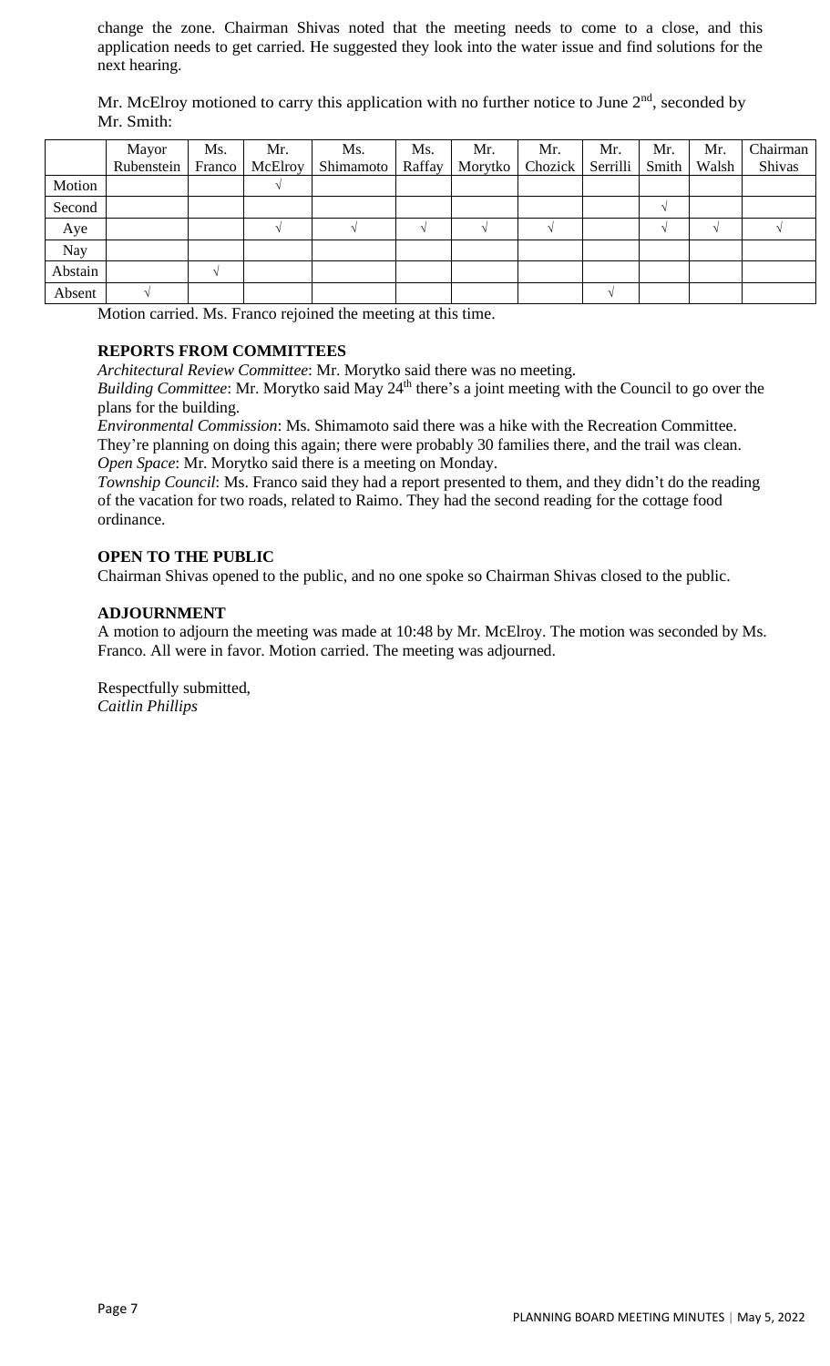change the zone. Chairman Shivas noted that the meeting needs to come to a close, and this application needs to get carried. He suggested they look into the water issue and find solutions for the next hearing.

Mr. McElroy motioned to carry this application with no further notice to June 2nd, seconded by Mr. Smith:

| | Mayor Rubenstein | Ms. Franco | Mr. McElroy | Ms. Shimamoto | Ms. Raffay | Mr. Morytko | Mr. Chozick | Mr. Serrilli | Mr. Smith | Mr. Walsh | Chairman Shivas |
|---|---|---|---|---|---|---|---|---|---|---|---|
| Motion | | | √ | | | | | | | | |
| Second | | | | | | | | | √ | | |
| Aye | | | √ | √ | √ | √ | √ | | √ | √ | √ |
| Nay | | | | | | | | | | | |
| Abstain | | √ | | | | | | | | | |
| Absent | √ | | | | | | | √ | | | |

Motion carried. Ms. Franco rejoined the meeting at this time.

**REPORTS FROM COMMITTEES**

*Architectural Review Committee*: Mr. Morytko said there was no meeting.

*Building Committee*: Mr. Morytko said May 24th there's a joint meeting with the Council to go over the plans for the building.

*Environmental Commission*: Ms. Shimamoto said there was a hike with the Recreation Committee. They're planning on doing this again; there were probably 30 families there, and the trail was clean.

*Open Space*: Mr. Morytko said there is a meeting on Monday.

*Township Council*: Ms. Franco said they had a report presented to them, and they didn't do the reading of the vacation for two roads, related to Raimo. They had the second reading for the cottage food ordinance.

**OPEN TO THE PUBLIC**

Chairman Shivas opened to the public, and no one spoke so Chairman Shivas closed to the public.

**ADJOURNMENT**

A motion to adjourn the meeting was made at 10:48 by Mr. McElroy. The motion was seconded by Ms. Franco. All were in favor. Motion carried. The meeting was adjourned.

Respectfully submitted,
*Caitlin Phillips*